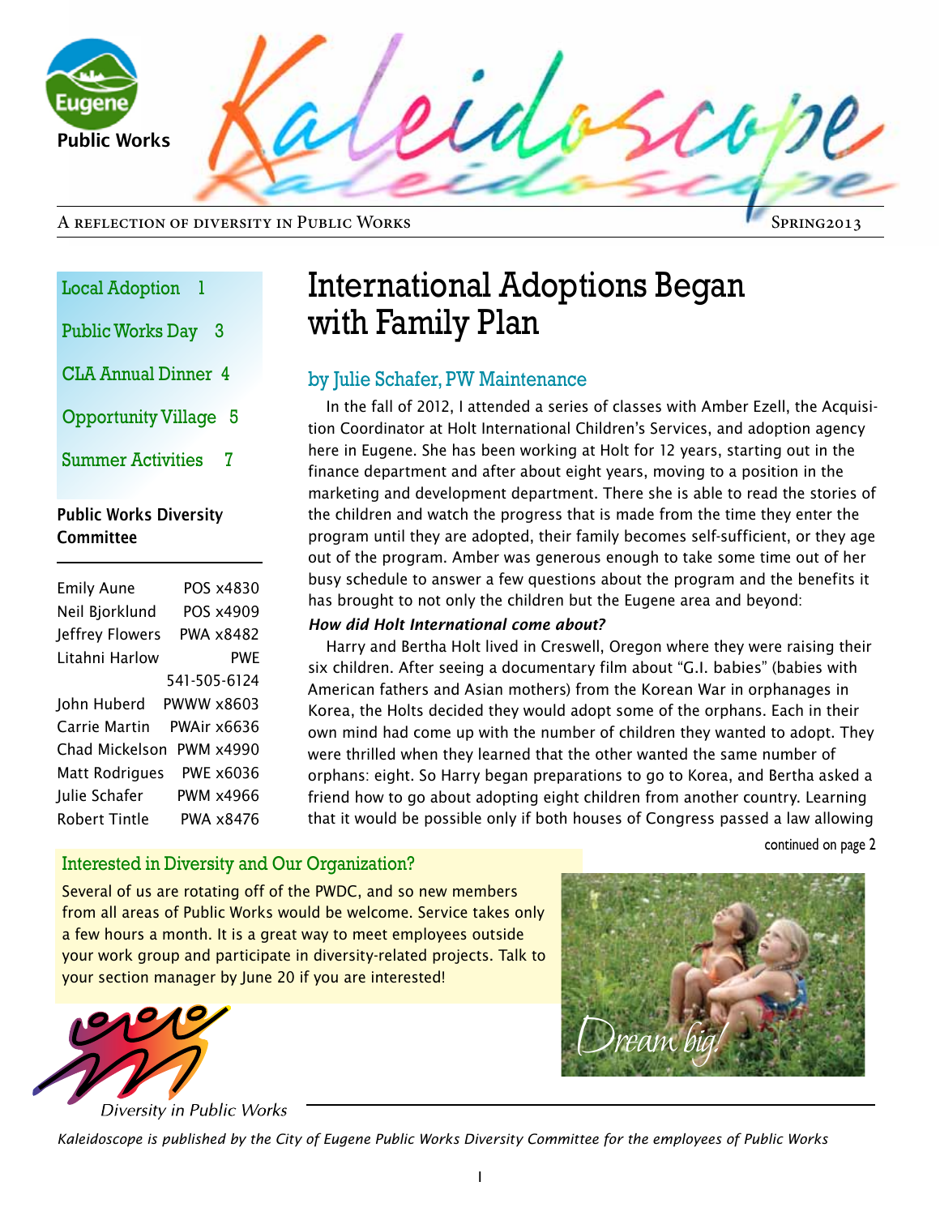Eugene Public Works

# Kaleidoscope

A reflection of diversity in Public Works — Spring2013

| | |
|---|---|
| Local Adoption | 1 |
| Public Works Day | 3 |
| CLA Annual Dinner | 4 |
| Opportunity Village | 5 |
| Summer Activities | 7 |

**Public Works Diversity Committee**

| | |
|---|---|
| Emily Aune | POS x4830 |
| Neil Bjorklund | POS x4909 |
| Jeffrey Flowers | PWA x8482 |
| Litahni Harlow | PWE 541-505-6124 |
| John Huberd | PWWW x8603 |
| Carrie Martin | PWAir x6636 |
| Chad Mickelson | PWM x4990 |
| Matt Rodrigues | PWE x6036 |
| Julie Schafer | PWM x4966 |
| Robert Tintle | PWA x8476 |

# International Adoptions Began with Family Plan

## by Julie Schafer, PW Maintenance

In the fall of 2012, I attended a series of classes with Amber Ezell, the Acquisition Coordinator at Holt International Children's Services, and adoption agency here in Eugene. She has been working at Holt for 12 years, starting out in the finance department and after about eight years, moving to a position in the marketing and development department. There she is able to read the stories of the children and watch the progress that is made from the time they enter the program until they are adopted, their family becomes self-sufficient, or they age out of the program. Amber was generous enough to take some time out of her busy schedule to answer a few questions about the program and the benefits it has brought to not only the children but the Eugene area and beyond:

***How did Holt International come about?***

Harry and Bertha Holt lived in Creswell, Oregon where they were raising their six children. After seeing a documentary film about "G.I. babies" (babies with American fathers and Asian mothers) from the Korean War in orphanages in Korea, the Holts decided they would adopt some of the orphans. Each in their own mind had come up with the number of children they wanted to adopt. They were thrilled when they learned that the other wanted the same number of orphans: eight. So Harry began preparations to go to Korea, and Bertha asked a friend how to go about adopting eight children from another country. Learning that it would be possible only if both houses of Congress passed a law allowing

continued on page 2

## Interested in Diversity and Our Organization?

Several of us are rotating off of the PWDC, and so new members from all areas of Public Works would be welcome. Service takes only a few hours a month. It is a great way to meet employees outside your work group and participate in diversity-related projects. Talk to your section manager by June 20 if you are interested!

Dream big!

Diversity in Public Works

*Kaleidoscope is published by the City of Eugene Public Works Diversity Committee for the employees of Public Works*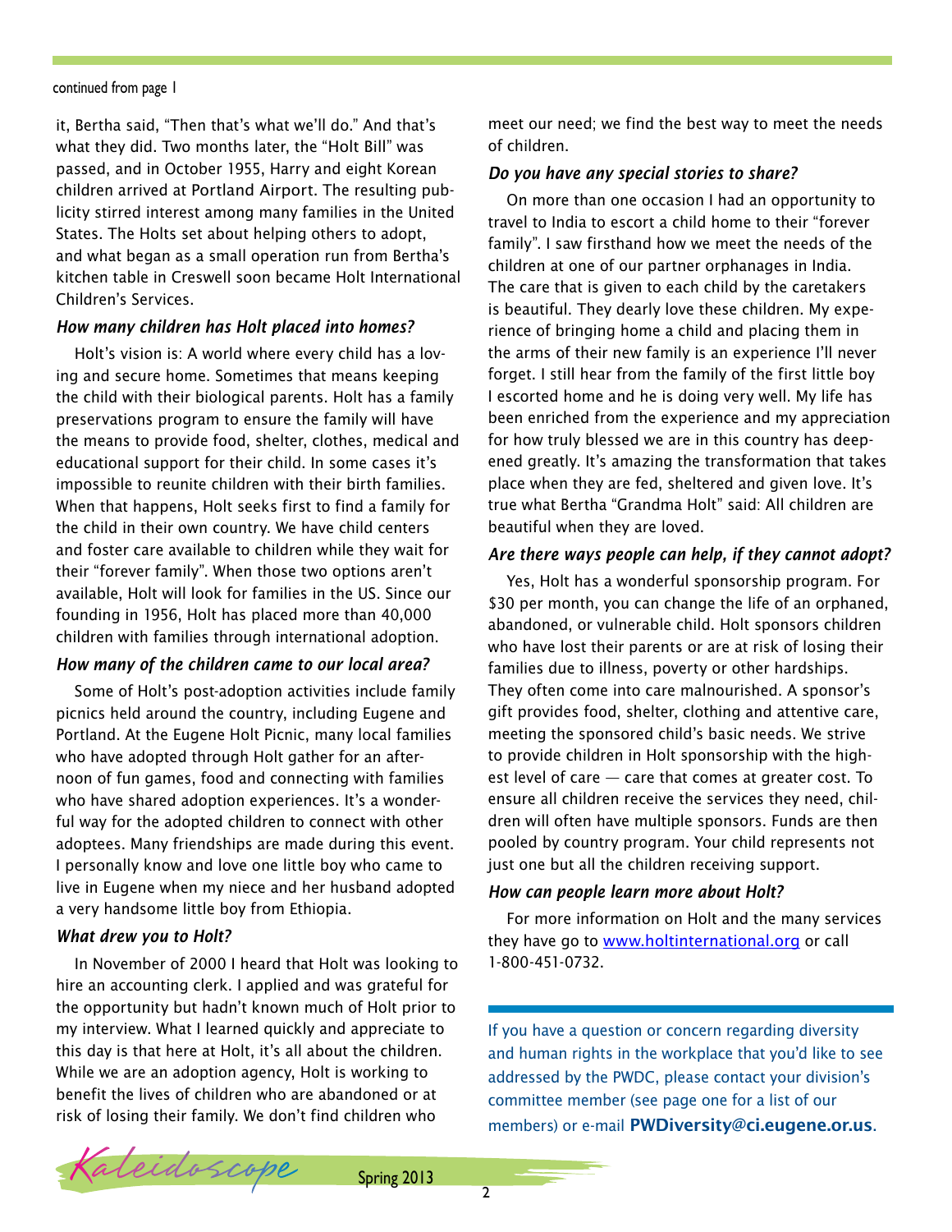continued from page 1

it, Bertha said, "Then that's what we'll do." And that's what they did. Two months later, the "Holt Bill" was passed, and in October 1955, Harry and eight Korean children arrived at Portland Airport. The resulting publicity stirred interest among many families in the United States. The Holts set about helping others to adopt, and what began as a small operation run from Bertha's kitchen table in Creswell soon became Holt International Children's Services.

### *How many children has Holt placed into homes?*

Holt's vision is: A world where every child has a loving and secure home. Sometimes that means keeping the child with their biological parents. Holt has a family preservations program to ensure the family will have the means to provide food, shelter, clothes, medical and educational support for their child. In some cases it's impossible to reunite children with their birth families. When that happens, Holt seeks first to find a family for the child in their own country. We have child centers and foster care available to children while they wait for their "forever family". When those two options aren't available, Holt will look for families in the US. Since our founding in 1956, Holt has placed more than 40,000 children with families through international adoption.

### *How many of the children came to our local area?*

Some of Holt's post-adoption activities include family picnics held around the country, including Eugene and Portland. At the Eugene Holt Picnic, many local families who have adopted through Holt gather for an afternoon of fun games, food and connecting with families who have shared adoption experiences. It's a wonderful way for the adopted children to connect with other adoptees. Many friendships are made during this event. I personally know and love one little boy who came to live in Eugene when my niece and her husband adopted a very handsome little boy from Ethiopia.

### *What drew you to Holt?*

In November of 2000 I heard that Holt was looking to hire an accounting clerk. I applied and was grateful for the opportunity but hadn't known much of Holt prior to my interview. What I learned quickly and appreciate to this day is that here at Holt, it's all about the children. While we are an adoption agency, Holt is working to benefit the lives of children who are abandoned or at risk of losing their family. We don't find children who meet our need; we find the best way to meet the needs of children.

### *Do you have any special stories to share?*

On more than one occasion I had an opportunity to travel to India to escort a child home to their "forever family". I saw firsthand how we meet the needs of the children at one of our partner orphanages in India. The care that is given to each child by the caretakers is beautiful. They dearly love these children. My experience of bringing home a child and placing them in the arms of their new family is an experience I'll never forget. I still hear from the family of the first little boy I escorted home and he is doing very well. My life has been enriched from the experience and my appreciation for how truly blessed we are in this country has deepened greatly. It's amazing the transformation that takes place when they are fed, sheltered and given love. It's true what Bertha "Grandma Holt" said: All children are beautiful when they are loved.

### *Are there ways people can help, if they cannot adopt?*

Yes, Holt has a wonderful sponsorship program. For $30 per month, you can change the life of an orphaned, abandoned, or vulnerable child. Holt sponsors children who have lost their parents or are at risk of losing their families due to illness, poverty or other hardships. They often come into care malnourished. A sponsor's gift provides food, shelter, clothing and attentive care, meeting the sponsored child's basic needs. We strive to provide children in Holt sponsorship with the highest level of care — care that comes at greater cost. To ensure all children receive the services they need, children will often have multiple sponsors. Funds are then pooled by country program. Your child represents not just one but all the children receiving support.

### *How can people learn more about Holt?*

For more information on Holt and the many services they have go to www.holtinternational.org or call 1-800-451-0732.

---

If you have a question or concern regarding diversity and human rights in the workplace that you'd like to see addressed by the PWDC, please contact your division's committee member (see page one for a list of our members) or e-mail **PWDiversity@ci.eugene.or.us**.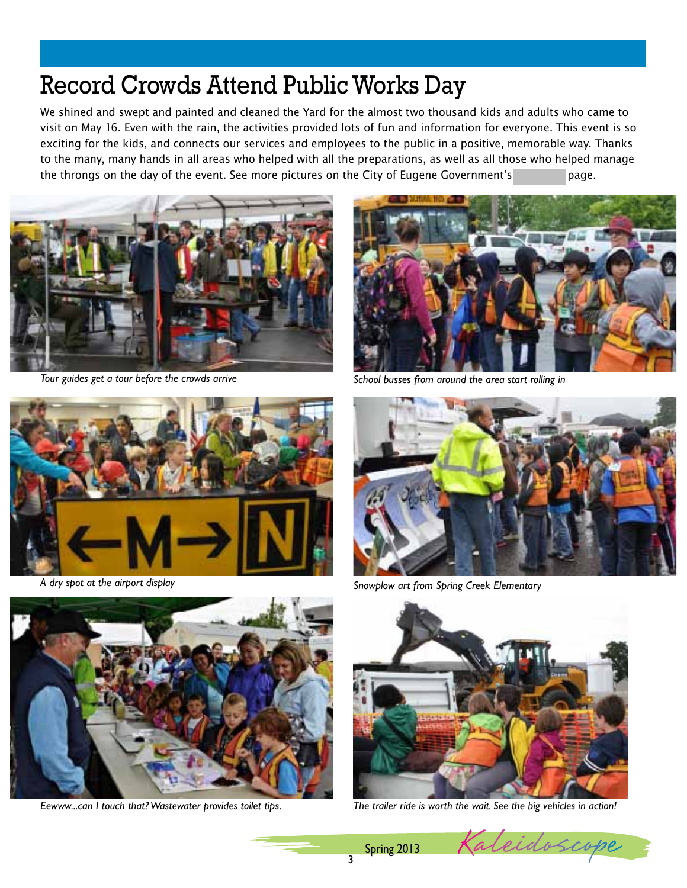# Record Crowds Attend Public Works Day

We shined and swept and painted and cleaned the Yard for the almost two thousand kids and adults who came to visit on May 16. Even with the rain, the activities provided lots of fun and information for everyone. This event is so exciting for the kids, and connects our services and employees to the public in a positive, memorable way. Thanks to the many, many hands in all areas who helped with all the preparations, as well as all those who helped manage the throngs on the day of the event. See more pictures on the City of Eugene Government's page.

*Tour guides get a tour before the crowds arrive*

*School busses from around the area start rolling in*

*A dry spot at the airport display*

*Snowplow art from Spring Creek Elementary*

*Eewww...can I touch that? Wastewater provides toilet tips.*

*The trailer ride is worth the wait. See the big vehicles in action!*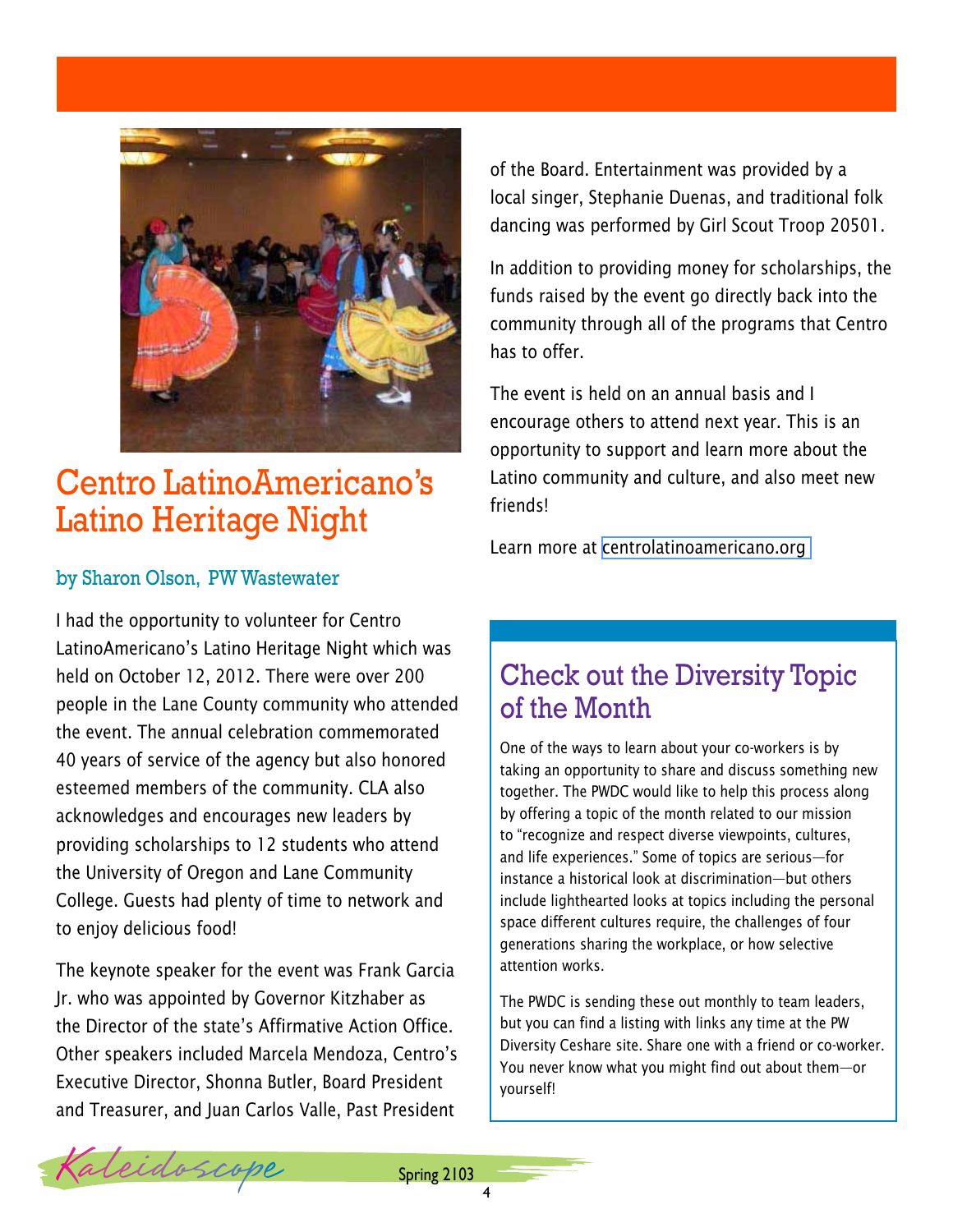# Centro LatinoAmericano's Latino Heritage Night

by Sharon Olson, PW Wastewater

I had the opportunity to volunteer for Centro LatinoAmericano's Latino Heritage Night which was held on October 12, 2012. There were over 200 people in the Lane County community who attended the event. The annual celebration commemorated 40 years of service of the agency but also honored esteemed members of the community. CLA also acknowledges and encourages new leaders by providing scholarships to 12 students who attend the University of Oregon and Lane Community College. Guests had plenty of time to network and to enjoy delicious food!

The keynote speaker for the event was Frank Garcia Jr. who was appointed by Governor Kitzhaber as the Director of the state's Affirmative Action Office. Other speakers included Marcela Mendoza, Centro's Executive Director, Shonna Butler, Board President and Treasurer, and Juan Carlos Valle, Past President of the Board. Entertainment was provided by a local singer, Stephanie Duenas, and traditional folk dancing was performed by Girl Scout Troop 20501.

In addition to providing money for scholarships, the funds raised by the event go directly back into the community through all of the programs that Centro has to offer.

The event is held on an annual basis and I encourage others to attend next year. This is an opportunity to support and learn more about the Latino community and culture, and also meet new friends!

Learn more at centrolatinoamericano.org

## Check out the Diversity Topic of the Month

One of the ways to learn about your co-workers is by taking an opportunity to share and discuss something new together. The PWDC would like to help this process along by offering a topic of the month related to our mission to "recognize and respect diverse viewpoints, cultures, and life experiences." Some of topics are serious—for instance a historical look at discrimination—but others include lighthearted looks at topics including the personal space different cultures require, the challenges of four generations sharing the workplace, or how selective attention works.

The PWDC is sending these out monthly to team leaders, but you can find a listing with links any time at the PW Diversity Ceshare site. Share one with a friend or co-worker. You never know what you might find out about them—or yourself!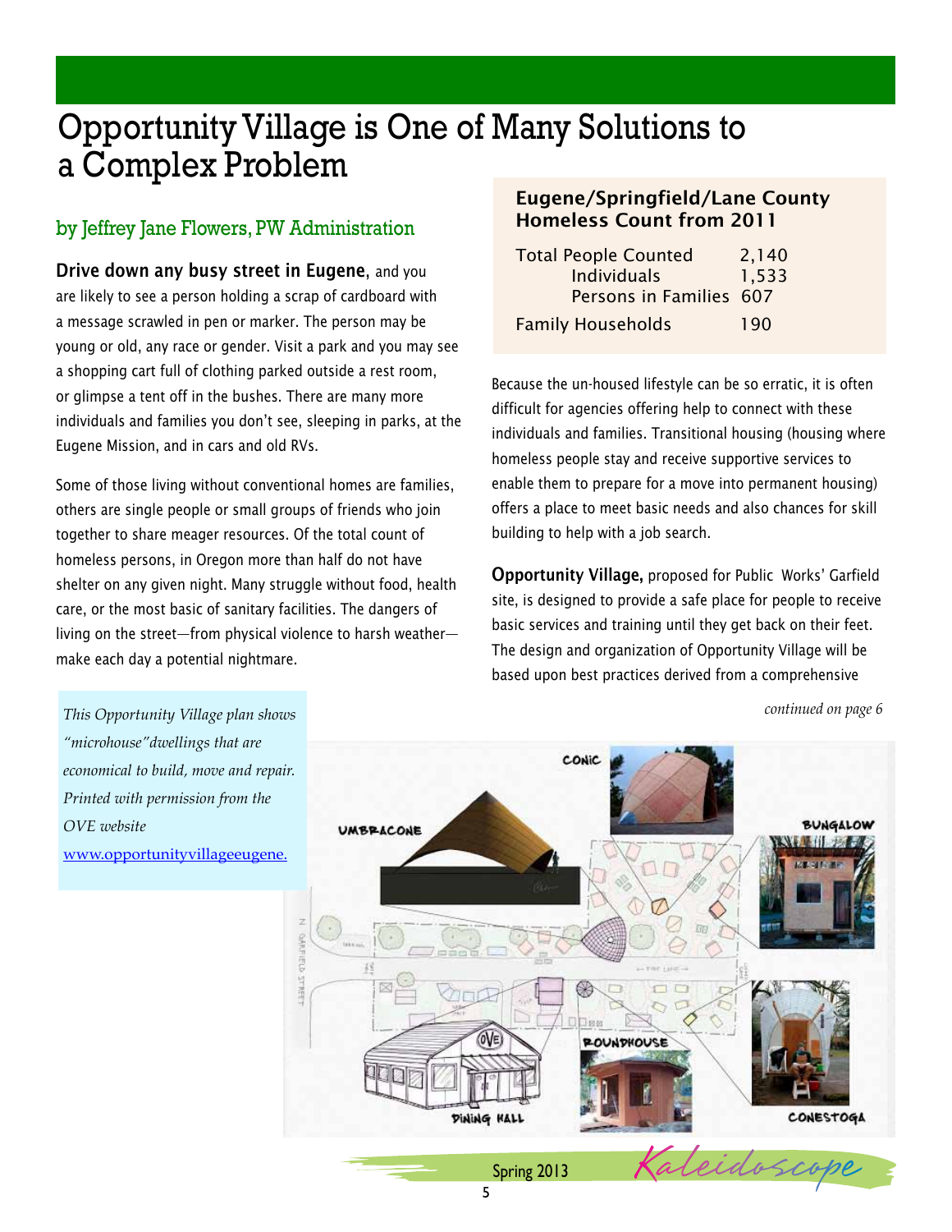# Opportunity Village is One of Many Solutions to a Complex Problem

### by Jeffrey Jane Flowers, PW Administration

**Drive down any busy street in Eugene,** and you are likely to see a person holding a scrap of cardboard with a message scrawled in pen or marker. The person may be young or old, any race or gender. Visit a park and you may see a shopping cart full of clothing parked outside a rest room, or glimpse a tent off in the bushes. There are many more individuals and families you don't see, sleeping in parks, at the Eugene Mission, and in cars and old RVs.

Some of those living without conventional homes are families, others are single people or small groups of friends who join together to share meager resources. Of the total count of homeless persons, in Oregon more than half do not have shelter on any given night. Many struggle without food, health care, or the most basic of sanitary facilities. The dangers of living on the street—from physical violence to harsh weather—make each day a potential nightmare.

**Eugene/Springfield/Lane County Homeless Count from 2011**

| | |
|---|---|
| Total People Counted | 2,140 |
| Individuals | 1,533 |
| Persons in Families | 607 |
| Family Households | 190 |

Because the un-housed lifestyle can be so erratic, it is often difficult for agencies offering help to connect with these individuals and families. Transitional housing (housing where homeless people stay and receive supportive services to enable them to prepare for a move into permanent housing) offers a place to meet basic needs and also chances for skill building to help with a job search.

**Opportunity Village,** proposed for Public Works' Garfield site, is designed to provide a safe place for people to receive basic services and training until they get back on their feet. The design and organization of Opportunity Village will be based upon best practices derived from a comprehensive

*continued on page 6*

*This Opportunity Village plan shows "microhouse" dwellings that are economical to build, move and repair. Printed with permission from the OVE website* [www.opportunityvillageeugene.](http://www.opportunityvillageeugene.)

UMBRACONE · CONIC · BUNGALOW · ROUNDHOUSE · CONESTOGA · DINING HALL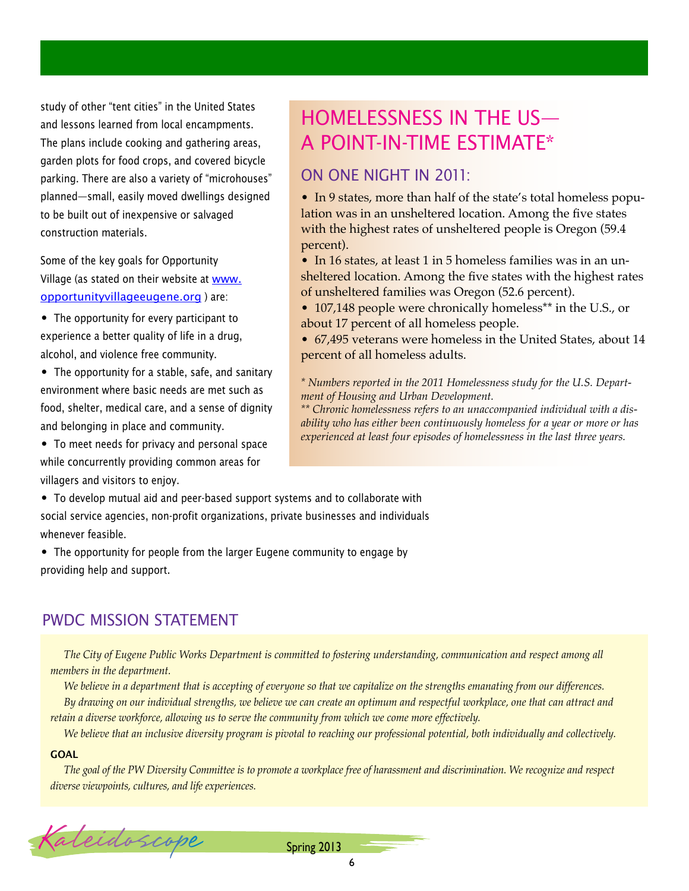study of other "tent cities" in the United States and lessons learned from local encampments. The plans include cooking and gathering areas, garden plots for food crops, and covered bicycle parking. There are also a variety of "microhouses" planned—small, easily moved dwellings designed to be built out of inexpensive or salvaged construction materials.

Some of the key goals for Opportunity Village (as stated on their website at www.opportunityvillageeugene.org ) are:

- The opportunity for every participant to experience a better quality of life in a drug, alcohol, and violence free community.
- The opportunity for a stable, safe, and sanitary environment where basic needs are met such as food, shelter, medical care, and a sense of dignity and belonging in place and community.
- To meet needs for privacy and personal space while concurrently providing common areas for villagers and visitors to enjoy.
- To develop mutual aid and peer-based support systems and to collaborate with social service agencies, non-profit organizations, private businesses and individuals whenever feasible.
- The opportunity for people from the larger Eugene community to engage by providing help and support.

## HOMELESSNESS IN THE US—A POINT-IN-TIME ESTIMATE*

### ON ONE NIGHT IN 2011:

- In 9 states, more than half of the state's total homeless population was in an unsheltered location. Among the five states with the highest rates of unsheltered people is Oregon (59.4 percent).
- In 16 states, at least 1 in 5 homeless families was in an unsheltered location. Among the five states with the highest rates of unsheltered families was Oregon (52.6 percent).
- 107,148 people were chronically homeless** in the U.S., or about 17 percent of all homeless people.
- 67,495 veterans were homeless in the United States, about 14 percent of all homeless adults.

*\* Numbers reported in the 2011 Homelessness study for the U.S. Department of Housing and Urban Development.*

*\*\* Chronic homelessness refers to an unaccompanied individual with a disability who has either been continuously homeless for a year or more or has experienced at least four episodes of homelessness in the last three years.*

## PWDC MISSION STATEMENT

*The City of Eugene Public Works Department is committed to fostering understanding, communication and respect among all members in the department.*

*We believe in a department that is accepting of everyone so that we capitalize on the strengths emanating from our differences.*

*By drawing on our individual strengths, we believe we can create an optimum and respectful workplace, one that can attract and retain a diverse workforce, allowing us to serve the community from which we come more effectively.*

*We believe that an inclusive diversity program is pivotal to reaching our professional potential, both individually and collectively.*

**GOAL**

*The goal of the PW Diversity Committee is to promote a workplace free of harassment and discrimination. We recognize and respect diverse viewpoints, cultures, and life experiences.*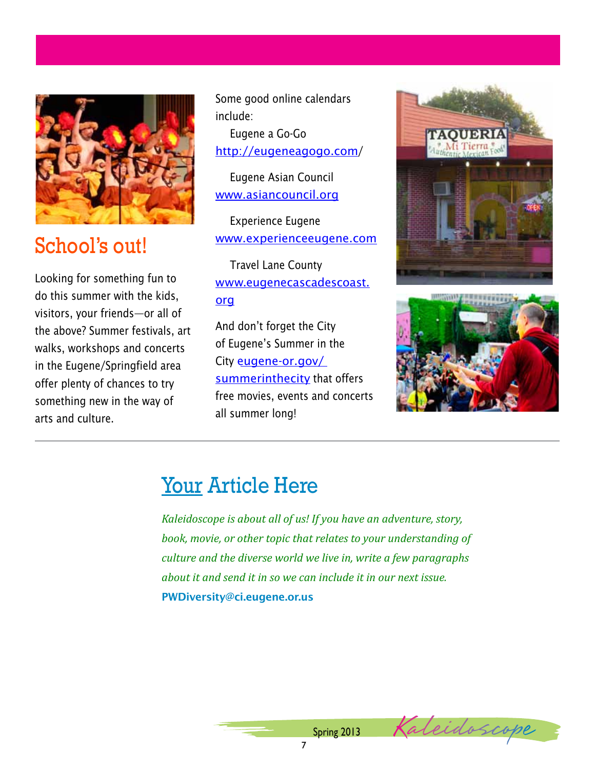## School's out!

Looking for something fun to do this summer with the kids, visitors, your friends—or all of the above? Summer festivals, art walks, workshops and concerts in the Eugene/Springfield area offer plenty of chances to try something new in the way of arts and culture.

Some good online calendars include:

Eugene a Go-Go
http://eugeneagogo.com/

Eugene Asian Council
www.asiancouncil.org

Experience Eugene
www.experienceeugene.com

Travel Lane County
www.eugenecascadescoast.org

And don't forget the City of Eugene's Summer in the City eugene-or.gov/summerinthecity that offers free movies, events and concerts all summer long!

## Your Article Here

*Kaleidoscope is about all of us! If you have an adventure, story, book, movie, or other topic that relates to your understanding of culture and the diverse world we live in, write a few paragraphs about it and send it in so we can include it in our next issue.*

**PWDiversity@ci.eugene.or.us**